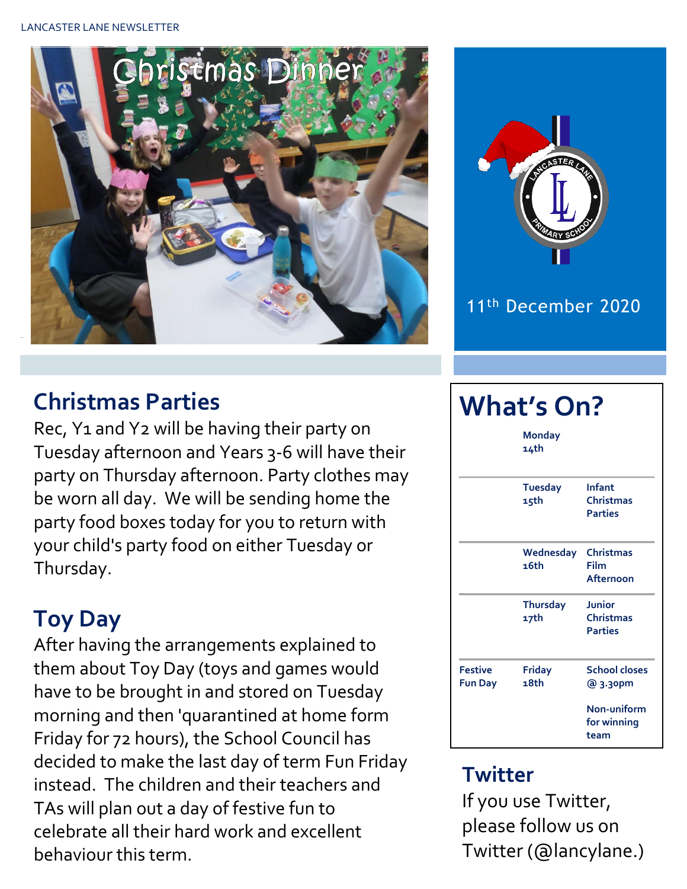# Christmas Dinner

11th December 2020

## Christmas Parties

Rec, Y1 and Y2 will be having their party on Tuesday afternoon and Years 3-6 will have their party on Thursday afternoon. Party clothes may be worn all day. We will be sending home the party food boxes today for you to return with your child's party food on either Tuesday or Thursday.

## Toy Day

After having the arrangements explained to them about Toy Day (toys and games would have to be brought in and stored on Tuesday morning and then 'quarantined at home form Friday for 72 hours), the School Council has decided to make the last day of term Fun Friday instead. The children and their teachers and TAs will plan out a day of festive fun to celebrate all their hard work and excellent behaviour this term.

## What's On?

| | | |
|---|---|---|
| | Monday 14th | |
| | Tuesday 15th | Infant Christmas Parties |
| | Wednesday 16th | Christmas Film Afternoon |
| | Thursday 17th | Junior Christmas Parties |
| Festive Fun Day | Friday 18th | School closes @ 3.30pm<br>Non-uniform for winning team |

## Twitter

If you use Twitter, please follow us on Twitter (@lancylane.)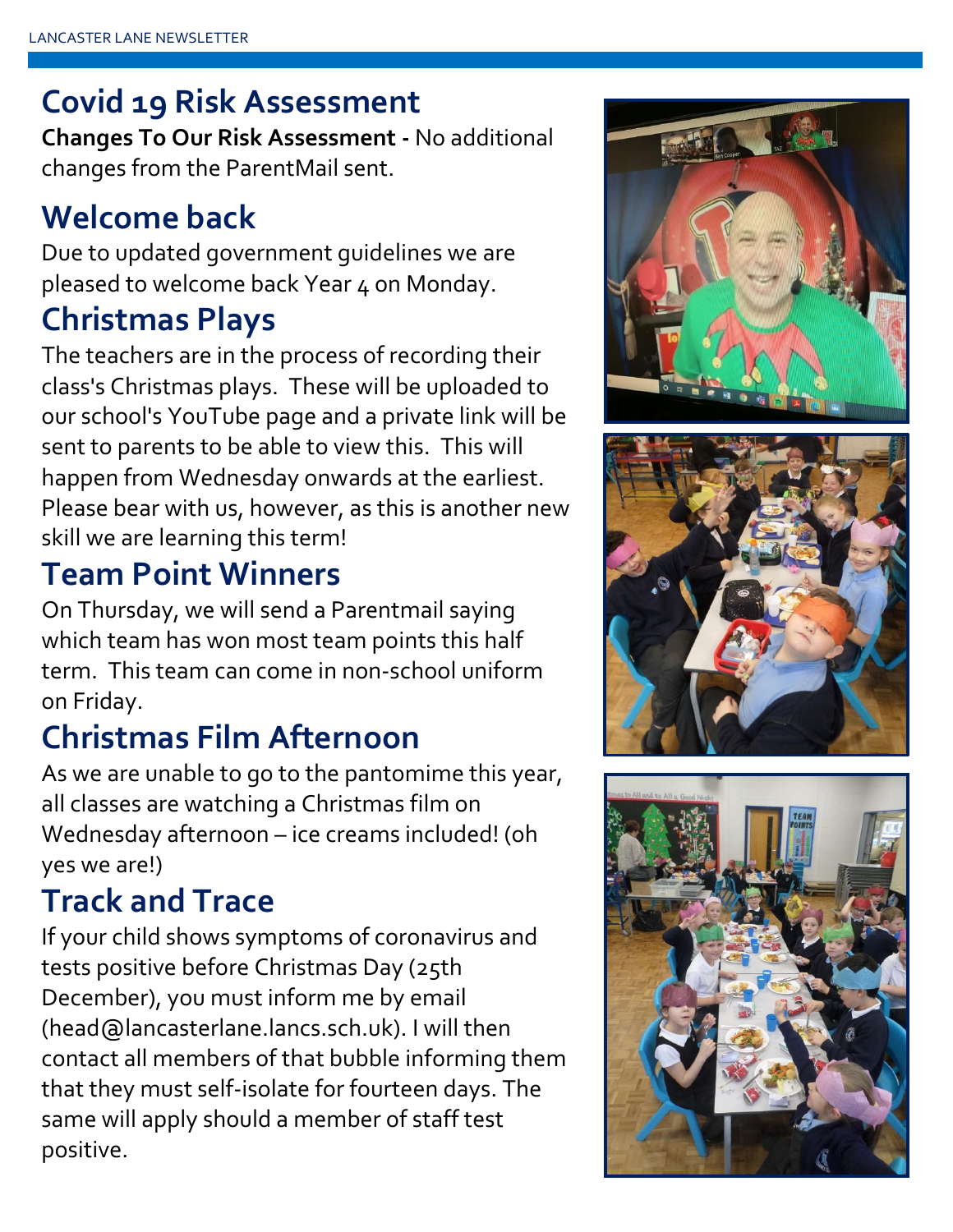# Covid 19 Risk Assessment

**Changes To Our Risk Assessment -** No additional changes from the ParentMail sent.

# Welcome back

Due to updated government guidelines we are pleased to welcome back Year 4 on Monday.

# Christmas Plays

The teachers are in the process of recording their class's Christmas plays. These will be uploaded to our school's YouTube page and a private link will be sent to parents to be able to view this. This will happen from Wednesday onwards at the earliest. Please bear with us, however, as this is another new skill we are learning this term!

# Team Point Winners

On Thursday, we will send a Parentmail saying which team has won most team points this half term. This team can come in non-school uniform on Friday.

# Christmas Film Afternoon

As we are unable to go to the pantomime this year, all classes are watching a Christmas film on Wednesday afternoon – ice creams included! (oh yes we are!)

# Track and Trace

If your child shows symptoms of coronavirus and tests positive before Christmas Day (25th December), you must inform me by email (head@lancasterlane.lancs.sch.uk). I will then contact all members of that bubble informing them that they must self-isolate for fourteen days. The same will apply should a member of staff test positive.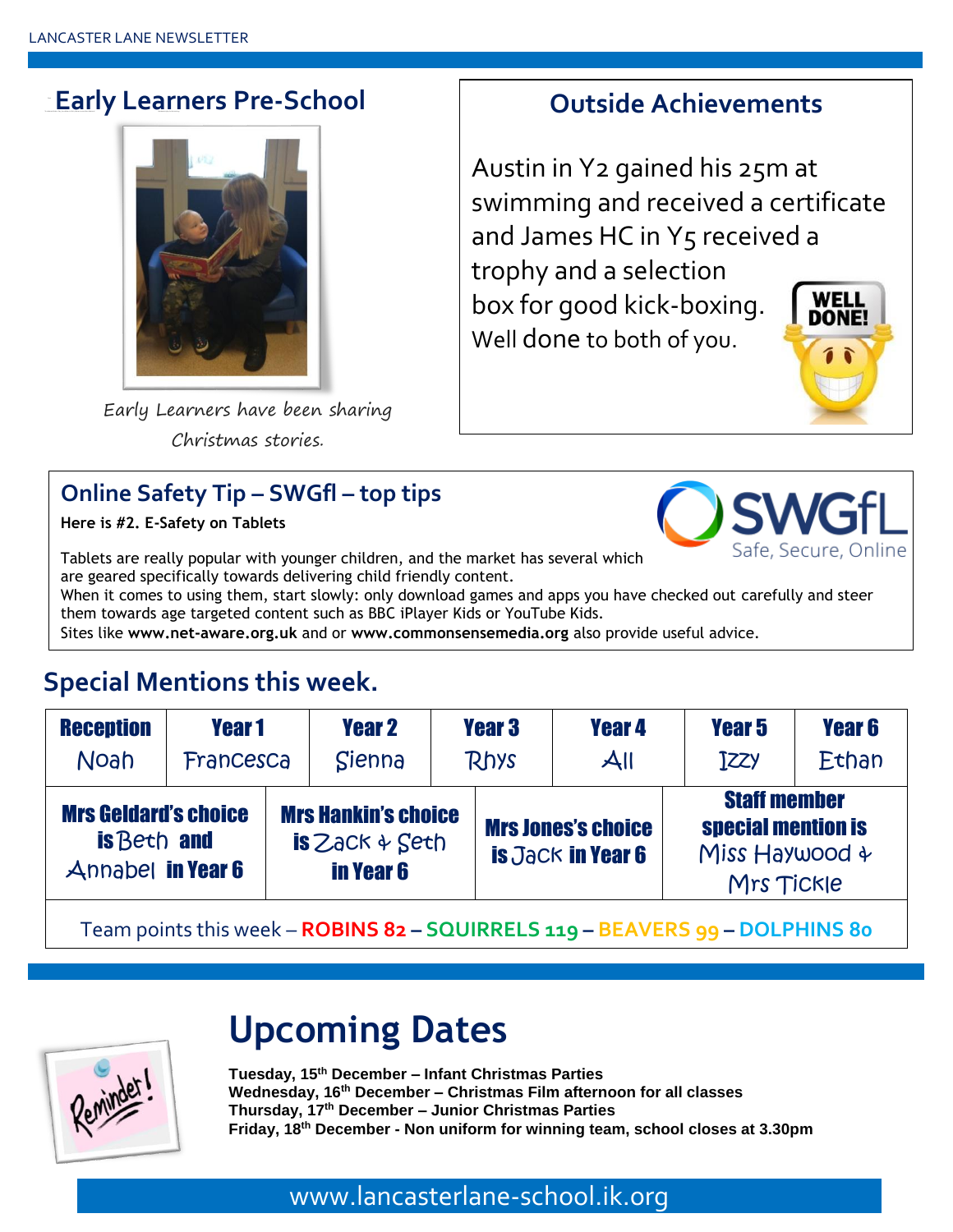## Early Learners Pre-School

Early Learners have been sharing Christmas stories.

## Outside Achievements

Austin in Y2 gained his 25m at swimming and received a certificate and James HC in Y5 received a trophy and a selection box for good kick-boxing. Well done to both of you.

## Online Safety Tip – SWGfl – top tips

**Here is #2. E-Safety on Tablets**

Tablets are really popular with younger children, and the market has several which are geared specifically towards delivering child friendly content.
When it comes to using them, start slowly: only download games and apps you have checked out carefully and steer them towards age targeted content such as BBC iPlayer Kids or YouTube Kids.
Sites like **www.net-aware.org.uk** and or **www.commonsensemedia.org** also provide useful advice.

## Special Mentions this week.

| Reception | Year 1 | Year 2 | Year 3 | Year 4 | Year 5 | Year 6 |
|---|---|---|---|---|---|---|
| Noah | Francesca | Sienna | Rhys | Ali | Izzy | Ethan |

| | | | |
|---|---|---|---|
| **Mrs Geldard's choice is** Beth **and** Annabel **in Year 6** | **Mrs Hankin's choice is** Zack & Seth **in Year 6** | **Mrs Jones's choice is** Jack **in Year 6** | **Staff member special mention is** Miss Haywood & Mrs Tickle |

Team points this week – **ROBINS 82** – **SQUIRRELS 119** – **BEAVERS 99** – **DOLPHINS 80**

# Upcoming Dates

**Tuesday, 15th December – Infant Christmas Parties**
**Wednesday, 16th December – Christmas Film afternoon for all classes**
**Thursday, 17th December – Junior Christmas Parties**
**Friday, 18th December - Non uniform for winning team, school closes at 3.30pm**

www.lancasterlane-school.ik.org